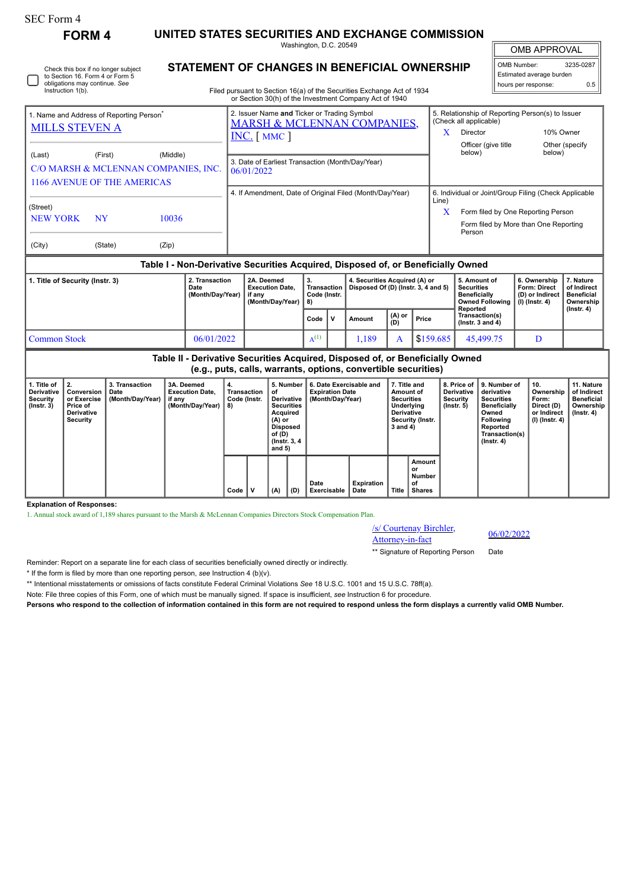SEC Form 4

**FORM 4**

# UNITED STATES SECURITIES AND EXCHANGE COMMISSION

Washington, D.C. 20549

## STATEMENT OF CHANGES IN BENEFICIAL OWNERSHIP

Filed pursuant to Section 16(a) of the Securities Exchange Act of 1934 or Section 30(h) of the Investment Company Act of 1940

| OMB APPROVAL | |
|---|---|
| OMB Number: | 3235-0287 |
| Estimated average burden | |
| hours per response: | 0.5 |

☐ Check this box if no longer subject to Section 16. Form 4 or Form 5 obligations may continue. *See* Instruction 1(b).

| 1. Name and Address of Reporting Person* | 2. Issuer Name **and** Ticker or Trading Symbol | 5. Relationship of Reporting Person(s) to Issuer (Check all applicable) |
|---|---|---|
| MILLS STEVEN A | MARSH & MCLENNAN COMPANIES, INC. [ MMC ] | X Director; 10% Owner; Officer (give title below); Other (specify below) |
| (Last) (First) (Middle) C/O MARSH & MCLENNAN COMPANIES, INC. 1166 AVENUE OF THE AMERICAS | 3. Date of Earliest Transaction (Month/Day/Year) 06/01/2022 | |
| (Street) NEW YORK NY 10036 | 4. If Amendment, Date of Original Filed (Month/Day/Year) | 6. Individual or Joint/Group Filing (Check Applicable Line) X Form filed by One Reporting Person; Form filed by More than One Reporting Person |
| (City) (State) (Zip) | | |

### Table I - Non-Derivative Securities Acquired, Disposed of, or Beneficially Owned

| 1. Title of Security (Instr. 3) | 2. Transaction Date (Month/Day/Year) | 2A. Deemed Execution Date, if any (Month/Day/Year) | 3. Transaction Code (Instr. 8) | | 4. Securities Acquired (A) or Disposed Of (D) (Instr. 3, 4 and 5) | | | 5. Amount of Securities Beneficially Owned Following Reported Transaction(s) (Instr. 3 and 4) | 6. Ownership Form: Direct (D) or Indirect (I) (Instr. 4) | 7. Nature of Indirect Beneficial Ownership (Instr. 4) |
|---|---|---|---|---|---|---|---|---|---|---|
| | | | Code | V | Amount | (A) or (D) | Price | | | |
| Common Stock | 06/01/2022 | | A[(1)] | | 1,189 | A | $159.685 | 45,499.75 | D | |

### Table II - Derivative Securities Acquired, Disposed of, or Beneficially Owned (e.g., puts, calls, warrants, options, convertible securities)

| 1. Title of Derivative Security (Instr. 3) | 2. Conversion or Exercise Price of Derivative Security | 3. Transaction Date (Month/Day/Year) | 3A. Deemed Execution Date, if any (Month/Day/Year) | 4. Transaction Code (Instr. 8) | | 5. Number of Derivative Securities Acquired (A) or Disposed of (D) (Instr. 3, 4 and 5) | | 6. Date Exercisable and Expiration Date (Month/Day/Year) | | 7. Title and Amount of Securities Underlying Derivative Security (Instr. 3 and 4) | | 8. Price of Derivative Security (Instr. 5) | 9. Number of derivative Securities Beneficially Owned Following Reported Transaction(s) (Instr. 4) | 10. Ownership Form: Direct (D) or Indirect (I) (Instr. 4) | 11. Nature of Indirect Beneficial Ownership (Instr. 4) |
|---|---|---|---|---|---|---|---|---|---|---|---|---|---|---|---|
| | | | | Code | V | (A) | (D) | Date Exercisable | Expiration Date | Title | Amount or Number of Shares | | | | |

**Explanation of Responses:**

1. Annual stock award of 1,189 shares pursuant to the Marsh & McLennan Companies Directors Stock Compensation Plan.

/s/ Courtenay Birchler, Attorney-in-fact — 06/02/2022

** Signature of Reporting Person — Date

Reminder: Report on a separate line for each class of securities beneficially owned directly or indirectly.

* If the form is filed by more than one reporting person, *see* Instruction 4 (b)(v).

** Intentional misstatements or omissions of facts constitute Federal Criminal Violations *See* 18 U.S.C. 1001 and 15 U.S.C. 78ff(a).

Note: File three copies of this Form, one of which must be manually signed. If space is insufficient, *see* Instruction 6 for procedure.

**Persons who respond to the collection of information contained in this form are not required to respond unless the form displays a currently valid OMB Number.**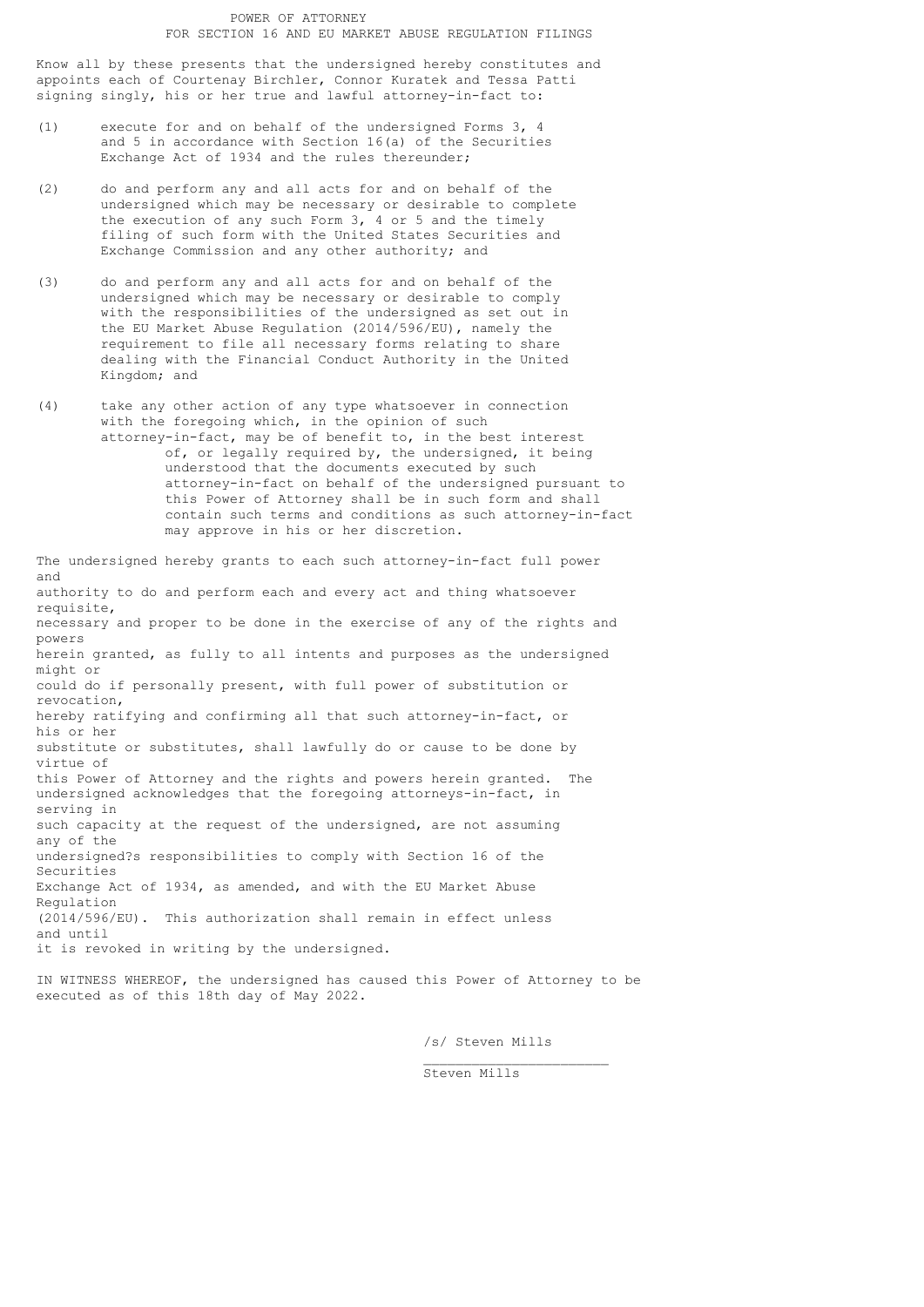# POWER OF ATTORNEY
## FOR SECTION 16 AND EU MARKET ABUSE REGULATION FILINGS

Know all by these presents that the undersigned hereby constitutes and appoints each of Courtenay Birchler, Connor Kuratek and Tessa Patti signing singly, his or her true and lawful attorney-in-fact to:

(1) execute for and on behalf of the undersigned Forms 3, 4 and 5 in accordance with Section 16(a) of the Securities Exchange Act of 1934 and the rules thereunder;

(2) do and perform any and all acts for and on behalf of the undersigned which may be necessary or desirable to complete the execution of any such Form 3, 4 or 5 and the timely filing of such form with the United States Securities and Exchange Commission and any other authority; and

(3) do and perform any and all acts for and on behalf of the undersigned which may be necessary or desirable to comply with the responsibilities of the undersigned as set out in the EU Market Abuse Regulation (2014/596/EU), namely the requirement to file all necessary forms relating to share dealing with the Financial Conduct Authority in the United Kingdom; and

(4) take any other action of any type whatsoever in connection with the foregoing which, in the opinion of such attorney-in-fact, may be of benefit to, in the best interest of, or legally required by, the undersigned, it being understood that the documents executed by such attorney-in-fact on behalf of the undersigned pursuant to this Power of Attorney shall be in such form and shall contain such terms and conditions as such attorney-in-fact may approve in his or her discretion.

The undersigned hereby grants to each such attorney-in-fact full power and authority to do and perform each and every act and thing whatsoever requisite, necessary and proper to be done in the exercise of any of the rights and powers herein granted, as fully to all intents and purposes as the undersigned might or could do if personally present, with full power of substitution or revocation, hereby ratifying and confirming all that such attorney-in-fact, or his or her substitute or substitutes, shall lawfully do or cause to be done by virtue of this Power of Attorney and the rights and powers herein granted. The undersigned acknowledges that the foregoing attorneys-in-fact, in serving in such capacity at the request of the undersigned, are not assuming any of the undersigned?s responsibilities to comply with Section 16 of the Securities Exchange Act of 1934, as amended, and with the EU Market Abuse Regulation (2014/596/EU). This authorization shall remain in effect unless and until it is revoked in writing by the undersigned.

IN WITNESS WHEREOF, the undersigned has caused this Power of Attorney to be executed as of this 18th day of May 2022.

/s/ Steven Mills

______________________

Steven Mills